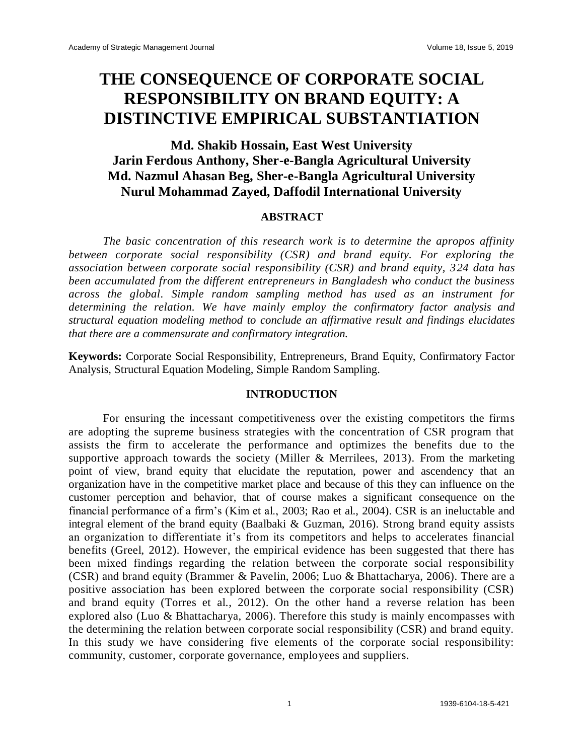# THE CONSEQUENCE OF CORPORATE SOCIAL RESPONSIBILITY ON BRAND EQUITY: A DISTINCTIVE EMPIRICAL SUBSTANTIATION

**Md. Shakib Hossain, East West University**
**Jarin Ferdous Anthony, Sher-e-Bangla Agricultural University**
**Md. Nazmul Ahasan Beg, Sher-e-Bangla Agricultural University**
**Nurul Mohammad Zayed, Daffodil International University**

## ABSTRACT

*The basic concentration of this research work is to determine the apropos affinity between corporate social responsibility (CSR) and brand equity. For exploring the association between corporate social responsibility (CSR) and brand equity, 324 data has been accumulated from the different entrepreneurs in Bangladesh who conduct the business across the global. Simple random sampling method has used as an instrument for determining the relation. We have mainly employ the confirmatory factor analysis and structural equation modeling method to conclude an affirmative result and findings elucidates that there are a commensurate and confirmatory integration.*

**Keywords:** Corporate Social Responsibility, Entrepreneurs, Brand Equity, Confirmatory Factor Analysis, Structural Equation Modeling, Simple Random Sampling.

## INTRODUCTION

For ensuring the incessant competitiveness over the existing competitors the firms are adopting the supreme business strategies with the concentration of CSR program that assists the firm to accelerate the performance and optimizes the benefits due to the supportive approach towards the society (Miller & Merrilees, 2013). From the marketing point of view, brand equity that elucidate the reputation, power and ascendency that an organization have in the competitive market place and because of this they can influence on the customer perception and behavior, that of course makes a significant consequence on the financial performance of a firm's (Kim et al., 2003; Rao et al., 2004). CSR is an ineluctable and integral element of the brand equity (Baalbaki & Guzman, 2016). Strong brand equity assists an organization to differentiate it's from its competitors and helps to accelerates financial benefits (Greel, 2012). However, the empirical evidence has been suggested that there has been mixed findings regarding the relation between the corporate social responsibility (CSR) and brand equity (Brammer & Pavelin, 2006; Luo & Bhattacharya, 2006). There are a positive association has been explored between the corporate social responsibility (CSR) and brand equity (Torres et al., 2012). On the other hand a reverse relation has been explored also (Luo & Bhattacharya, 2006). Therefore this study is mainly encompasses with the determining the relation between corporate social responsibility (CSR) and brand equity. In this study we have considering five elements of the corporate social responsibility: community, customer, corporate governance, employees and suppliers.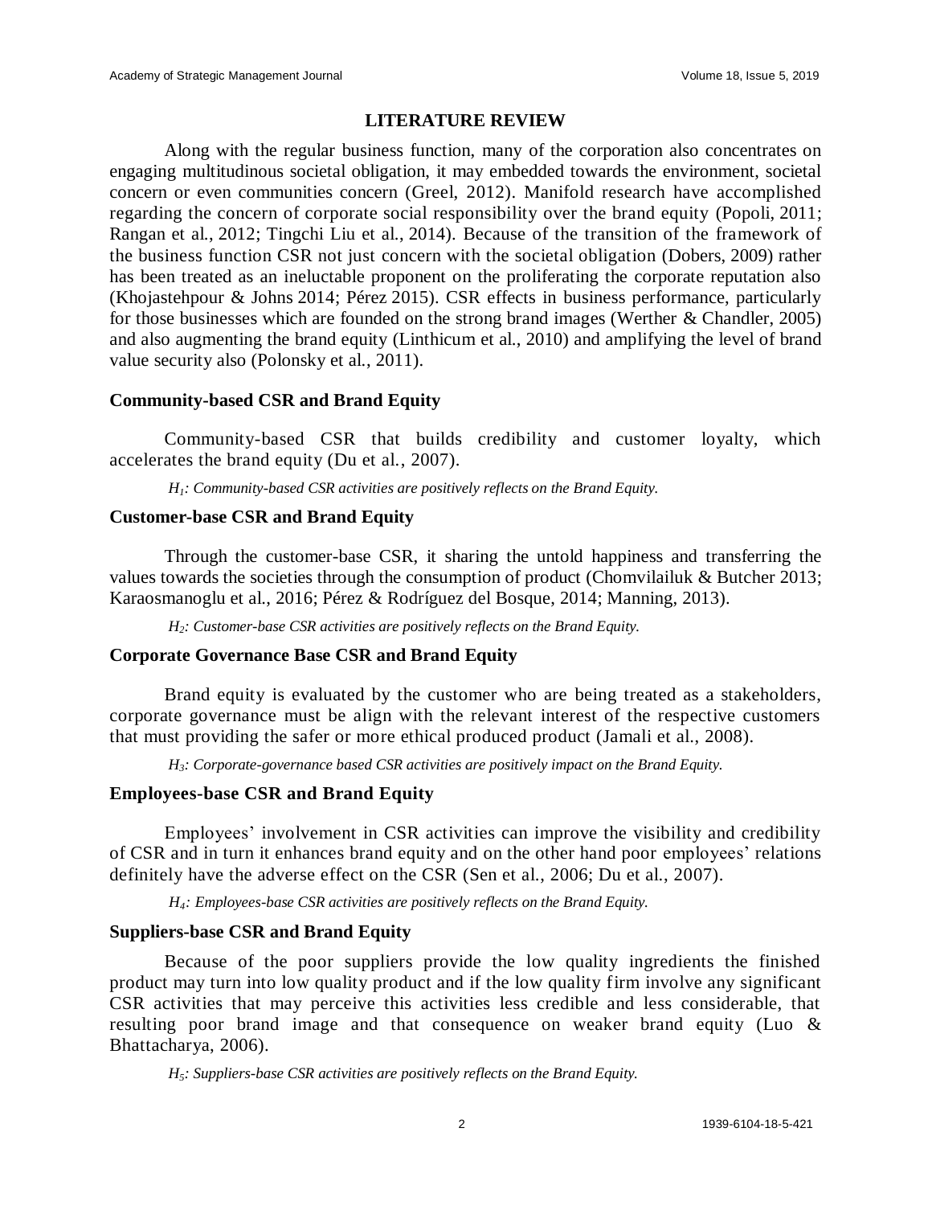## LITERATURE REVIEW

Along with the regular business function, many of the corporation also concentrates on engaging multitudinous societal obligation, it may embedded towards the environment, societal concern or even communities concern (Greel, 2012). Manifold research have accomplished regarding the concern of corporate social responsibility over the brand equity (Popoli, 2011; Rangan et al., 2012; Tingchi Liu et al., 2014). Because of the transition of the framework of the business function CSR not just concern with the societal obligation (Dobers, 2009) rather has been treated as an ineluctable proponent on the proliferating the corporate reputation also (Khojastehpour & Johns 2014; Pérez 2015). CSR effects in business performance, particularly for those businesses which are founded on the strong brand images (Werther & Chandler, 2005) and also augmenting the brand equity (Linthicum et al., 2010) and amplifying the level of brand value security also (Polonsky et al., 2011).

### Community-based CSR and Brand Equity

Community-based CSR that builds credibility and customer loyalty, which accelerates the brand equity (Du et al., 2007).

*$H_1$: Community-based CSR activities are positively reflects on the Brand Equity.*

### Customer-base CSR and Brand Equity

Through the customer-base CSR, it sharing the untold happiness and transferring the values towards the societies through the consumption of product (Chomvilailuk & Butcher 2013; Karaosmanoglu et al., 2016; Pérez & Rodríguez del Bosque, 2014; Manning, 2013).

*$H_2$: Customer-base CSR activities are positively reflects on the Brand Equity.*

### Corporate Governance Base CSR and Brand Equity

Brand equity is evaluated by the customer who are being treated as a stakeholders, corporate governance must be align with the relevant interest of the respective customers that must providing the safer or more ethical produced product (Jamali et al., 2008).

*$H_3$: Corporate-governance based CSR activities are positively impact on the Brand Equity.*

### Employees-base CSR and Brand Equity

Employees' involvement in CSR activities can improve the visibility and credibility of CSR and in turn it enhances brand equity and on the other hand poor employees' relations definitely have the adverse effect on the CSR (Sen et al., 2006; Du et al., 2007).

*$H_4$: Employees-base CSR activities are positively reflects on the Brand Equity.*

### Suppliers-base CSR and Brand Equity

Because of the poor suppliers provide the low quality ingredients the finished product may turn into low quality product and if the low quality firm involve any significant CSR activities that may perceive this activities less credible and less considerable, that resulting poor brand image and that consequence on weaker brand equity (Luo & Bhattacharya, 2006).

*$H_5$: Suppliers-base CSR activities are positively reflects on the Brand Equity.*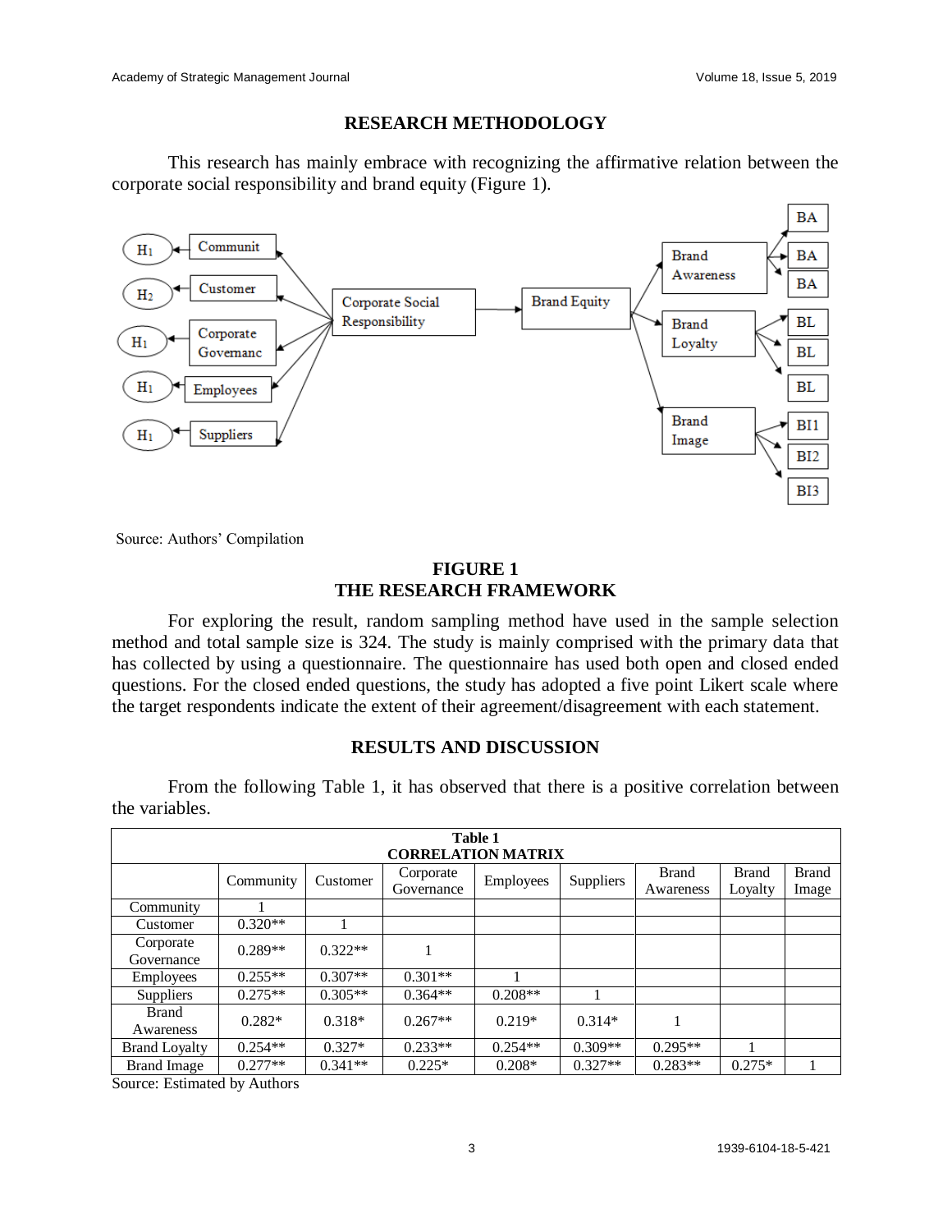## RESEARCH METHODOLOGY

This research has mainly embrace with recognizing the affirmative relation between the corporate social responsibility and brand equity (Figure 1).

Source: Authors' Compilation

**FIGURE 1**
**THE RESEARCH FRAMEWORK**

For exploring the result, random sampling method have used in the sample selection method and total sample size is 324. The study is mainly comprised with the primary data that has collected by using a questionnaire. The questionnaire has used both open and closed ended questions. For the closed ended questions, the study has adopted a five point Likert scale where the target respondents indicate the extent of their agreement/disagreement with each statement.

## RESULTS AND DISCUSSION

From the following Table 1, it has observed that there is a positive correlation between the variables.

**Table 1**
**CORRELATION MATRIX**

| | Community | Customer | Corporate Governance | Employees | Suppliers | Brand Awareness | Brand Loyalty | Brand Image |
|---|---|---|---|---|---|---|---|---|
| Community | 1 | | | | | | | |
| Customer | 0.320** | 1 | | | | | | |
| Corporate Governance | 0.289** | 0.322** | 1 | | | | | |
| Employees | 0.255** | 0.307** | 0.301** | 1 | | | | |
| Suppliers | 0.275** | 0.305** | 0.364** | 0.208** | 1 | | | |
| Brand Awareness | 0.282* | 0.318* | 0.267** | 0.219* | 0.314* | 1 | | |
| Brand Loyalty | 0.254** | 0.327* | 0.233** | 0.254** | 0.309** | 0.295** | 1 | |
| Brand Image | 0.277** | 0.341** | 0.225* | 0.208* | 0.327** | 0.283** | 0.275* | 1 |

Source: Estimated by Authors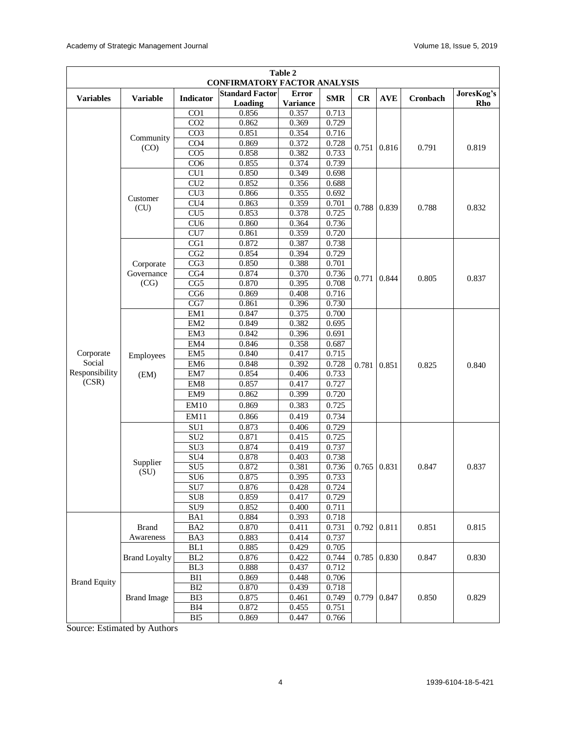**Table 2**
**CONFIRMATORY FACTOR ANALYSIS**

| Variables | Variable | Indicator | Standard Factor Loading | Error Variance | SMR | CR | AVE | Cronbach | JoresKog's Rho |
|---|---|---|---|---|---|---|---|---|---|
| Corporate Social Responsibility (CSR) | Community (CO) | CO1 | 0.856 | 0.357 | 0.713 | 0.751 | 0.816 | 0.791 | 0.819 |
| | | CO2 | 0.862 | 0.369 | 0.729 | | | | |
| | | CO3 | 0.851 | 0.354 | 0.716 | | | | |
| | | CO4 | 0.869 | 0.372 | 0.728 | | | | |
| | | CO5 | 0.858 | 0.382 | 0.733 | | | | |
| | | CO6 | 0.855 | 0.374 | 0.739 | | | | |
| | Customer (CU) | CU1 | 0.850 | 0.349 | 0.698 | 0.788 | 0.839 | 0.788 | 0.832 |
| | | CU2 | 0.852 | 0.356 | 0.688 | | | | |
| | | CU3 | 0.866 | 0.355 | 0.692 | | | | |
| | | CU4 | 0.863 | 0.359 | 0.701 | | | | |
| | | CU5 | 0.853 | 0.378 | 0.725 | | | | |
| | | CU6 | 0.860 | 0.364 | 0.736 | | | | |
| | | CU7 | 0.861 | 0.359 | 0.720 | | | | |
| | Corporate Governance (CG) | CG1 | 0.872 | 0.387 | 0.738 | 0.771 | 0.844 | 0.805 | 0.837 |
| | | CG2 | 0.854 | 0.394 | 0.729 | | | | |
| | | CG3 | 0.850 | 0.388 | 0.701 | | | | |
| | | CG4 | 0.874 | 0.370 | 0.736 | | | | |
| | | CG5 | 0.870 | 0.395 | 0.708 | | | | |
| | | CG6 | 0.869 | 0.408 | 0.716 | | | | |
| | | CG7 | 0.861 | 0.396 | 0.730 | | | | |
| | Employees (EM) | EM1 | 0.847 | 0.375 | 0.700 | 0.781 | 0.851 | 0.825 | 0.840 |
| | | EM2 | 0.849 | 0.382 | 0.695 | | | | |
| | | EM3 | 0.842 | 0.396 | 0.691 | | | | |
| | | EM4 | 0.846 | 0.358 | 0.687 | | | | |
| | | EM5 | 0.840 | 0.417 | 0.715 | | | | |
| | | EM6 | 0.848 | 0.392 | 0.728 | | | | |
| | | EM7 | 0.854 | 0.406 | 0.733 | | | | |
| | | EM8 | 0.857 | 0.417 | 0.727 | | | | |
| | | EM9 | 0.862 | 0.399 | 0.720 | | | | |
| | | EM10 | 0.869 | 0.383 | 0.725 | | | | |
| | | EM11 | 0.866 | 0.419 | 0.734 | | | | |
| | Supplier (SU) | SU1 | 0.873 | 0.406 | 0.729 | 0.765 | 0.831 | 0.847 | 0.837 |
| | | SU2 | 0.871 | 0.415 | 0.725 | | | | |
| | | SU3 | 0.874 | 0.419 | 0.737 | | | | |
| | | SU4 | 0.878 | 0.403 | 0.738 | | | | |
| | | SU5 | 0.872 | 0.381 | 0.736 | | | | |
| | | SU6 | 0.875 | 0.395 | 0.733 | | | | |
| | | SU7 | 0.876 | 0.428 | 0.724 | | | | |
| | | SU8 | 0.859 | 0.417 | 0.729 | | | | |
| | | SU9 | 0.852 | 0.400 | 0.711 | | | | |
| Brand Equity | Brand Awareness | BA1 | 0.884 | 0.393 | 0.718 | 0.792 | 0.811 | 0.851 | 0.815 |
| | | BA2 | 0.870 | 0.411 | 0.731 | | | | |
| | | BA3 | 0.883 | 0.414 | 0.737 | | | | |
| | Brand Loyalty | BL1 | 0.885 | 0.429 | 0.705 | 0.785 | 0.830 | 0.847 | 0.830 |
| | | BL2 | 0.876 | 0.422 | 0.744 | | | | |
| | | BL3 | 0.888 | 0.437 | 0.712 | | | | |
| | Brand Image | BI1 | 0.869 | 0.448 | 0.706 | 0.779 | 0.847 | 0.850 | 0.829 |
| | | BI2 | 0.870 | 0.439 | 0.718 | | | | |
| | | BI3 | 0.875 | 0.461 | 0.749 | | | | |
| | | BI4 | 0.872 | 0.455 | 0.751 | | | | |
| | | BI5 | 0.869 | 0.447 | 0.766 | | | | |

Source: Estimated by Authors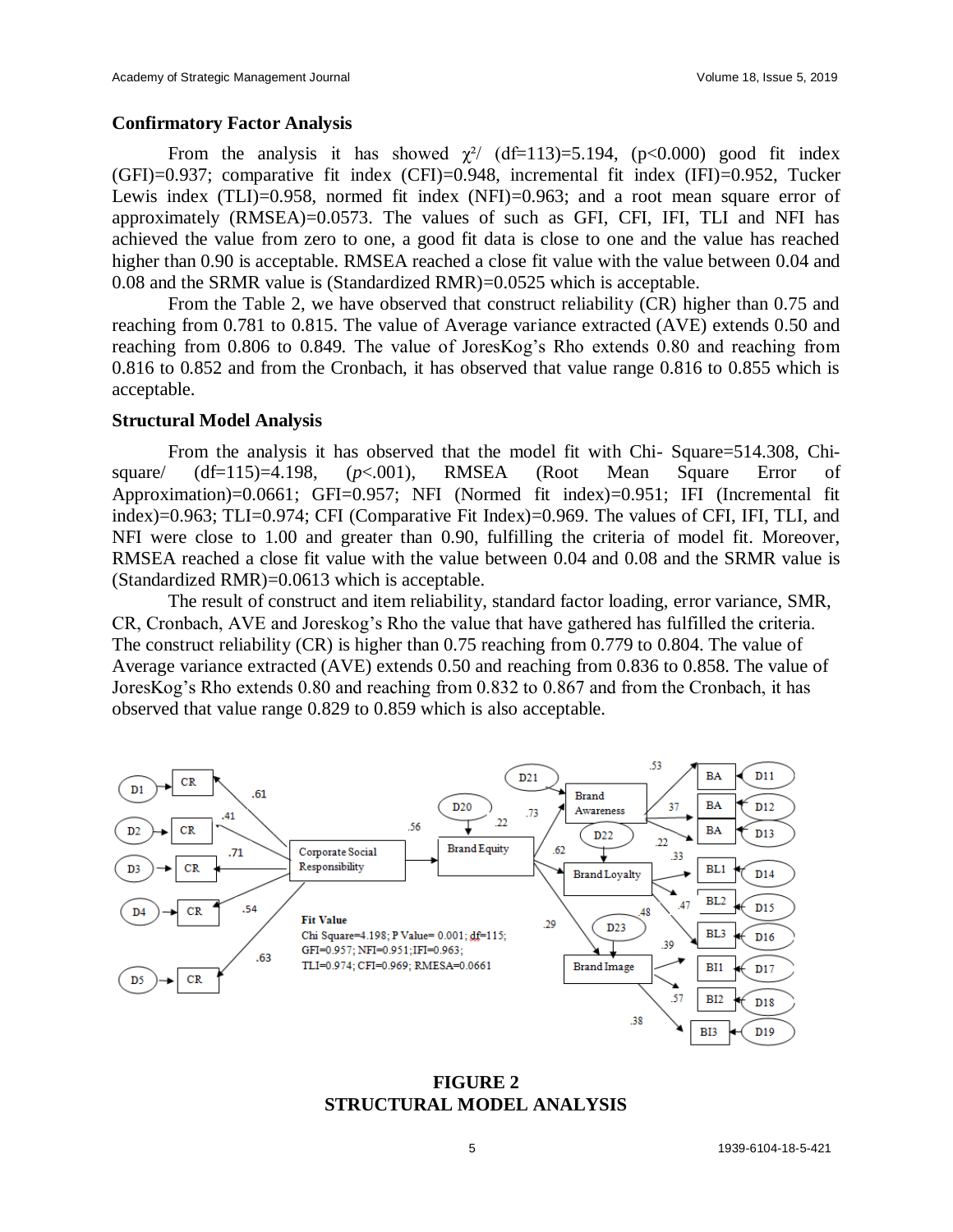### Confirmatory Factor Analysis

From the analysis it has showed $\chi^2$/ (df=113)=5.194, (p<0.000) good fit index (GFI)=0.937; comparative fit index (CFI)=0.948, incremental fit index (IFI)=0.952, Tucker Lewis index (TLI)=0.958, normed fit index (NFI)=0.963; and a root mean square error of approximately (RMSEA)=0.0573. The values of such as GFI, CFI, IFI, TLI and NFI has achieved the value from zero to one, a good fit data is close to one and the value has reached higher than 0.90 is acceptable. RMSEA reached a close fit value with the value between 0.04 and 0.08 and the SRMR value is (Standardized RMR)=0.0525 which is acceptable.

From the Table 2, we have observed that construct reliability (CR) higher than 0.75 and reaching from 0.781 to 0.815. The value of Average variance extracted (AVE) extends 0.50 and reaching from 0.806 to 0.849. The value of JoresKog's Rho extends 0.80 and reaching from 0.816 to 0.852 and from the Cronbach, it has observed that value range 0.816 to 0.855 which is acceptable.

### Structural Model Analysis

From the analysis it has observed that the model fit with Chi- Square=514.308, Chi-square/ (df=115)=4.198, (*p*<.001), RMSEA (Root Mean Square Error of Approximation)=0.0661; GFI=0.957; NFI (Normed fit index)=0.951; IFI (Incremental fit index)=0.963; TLI=0.974; CFI (Comparative Fit Index)=0.969. The values of CFI, IFI, TLI, and NFI were close to 1.00 and greater than 0.90, fulfilling the criteria of model fit. Moreover, RMSEA reached a close fit value with the value between 0.04 and 0.08 and the SRMR value is (Standardized RMR)=0.0613 which is acceptable.

The result of construct and item reliability, standard factor loading, error variance, SMR, CR, Cronbach, AVE and Joreskog's Rho the value that have gathered has fulfilled the criteria. The construct reliability (CR) is higher than 0.75 reaching from 0.779 to 0.804. The value of Average variance extracted (AVE) extends 0.50 and reaching from 0.836 to 0.858. The value of JoresKog's Rho extends 0.80 and reaching from 0.832 to 0.867 and from the Cronbach, it has observed that value range 0.829 to 0.859 which is also acceptable.

**FIGURE 2**
**STRUCTURAL MODEL ANALYSIS**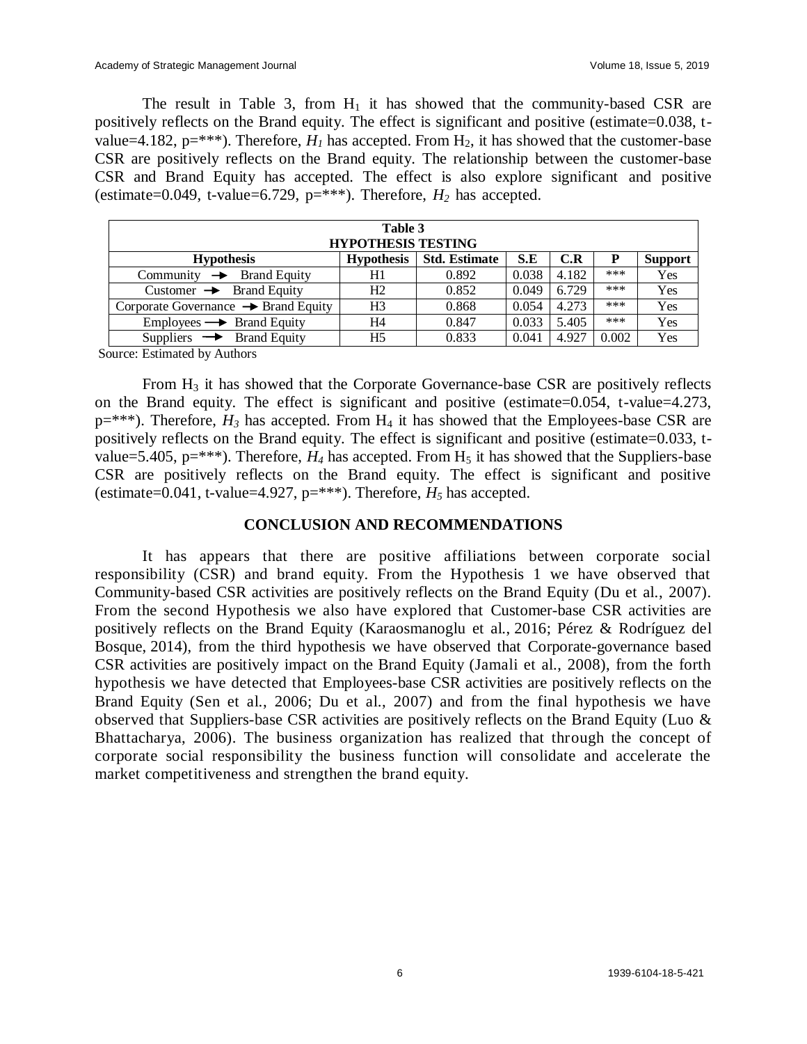The result in Table 3, from $H_1$ it has showed that the community-based CSR are positively reflects on the Brand equity. The effect is significant and positive (estimate=0.038, t-value=4.182, p=***). Therefore, $H_1$ has accepted. From $H_2$, it has showed that the customer-base CSR are positively reflects on the Brand equity. The relationship between the customer-base CSR and Brand Equity has accepted. The effect is also explore significant and positive (estimate=0.049, t-value=6.729, p=***). Therefore, $H_2$ has accepted.

| Table 3 HYPOTHESIS TESTING | | | | | | |
|---|---|---|---|---|---|---|
| **Hypothesis** | **Hypothesis** | **Std. Estimate** | **S.E** | **C.R** | **P** | **Support** |
| Community → Brand Equity | H1 | 0.892 | 0.038 | 4.182 | *** | Yes |
| Customer → Brand Equity | H2 | 0.852 | 0.049 | 6.729 | *** | Yes |
| Corporate Governance → Brand Equity | H3 | 0.868 | 0.054 | 4.273 | *** | Yes |
| Employees → Brand Equity | H4 | 0.847 | 0.033 | 5.405 | *** | Yes |
| Suppliers → Brand Equity | H5 | 0.833 | 0.041 | 4.927 | 0.002 | Yes |

Source: Estimated by Authors

From $H_3$ it has showed that the Corporate Governance-base CSR are positively reflects on the Brand equity. The effect is significant and positive (estimate=0.054, t-value=4.273, p=***). Therefore, $H_3$ has accepted. From $H_4$ it has showed that the Employees-base CSR are positively reflects on the Brand equity. The effect is significant and positive (estimate=0.033, t-value=5.405, p=***). Therefore, $H_4$ has accepted. From $H_5$ it has showed that the Suppliers-base CSR are positively reflects on the Brand equity. The effect is significant and positive (estimate=0.041, t-value=4.927, p=***). Therefore, $H_5$ has accepted.

## CONCLUSION AND RECOMMENDATIONS

It has appears that there are positive affiliations between corporate social responsibility (CSR) and brand equity. From the Hypothesis 1 we have observed that Community-based CSR activities are positively reflects on the Brand Equity (Du et al., 2007). From the second Hypothesis we also have explored that Customer-base CSR activities are positively reflects on the Brand Equity (Karaosmanoglu et al., 2016; Pérez & Rodríguez del Bosque, 2014), from the third hypothesis we have observed that Corporate-governance based CSR activities are positively impact on the Brand Equity (Jamali et al., 2008), from the forth hypothesis we have detected that Employees-base CSR activities are positively reflects on the Brand Equity (Sen et al., 2006; Du et al., 2007) and from the final hypothesis we have observed that Suppliers-base CSR activities are positively reflects on the Brand Equity (Luo & Bhattacharya, 2006). The business organization has realized that through the concept of corporate social responsibility the business function will consolidate and accelerate the market competitiveness and strengthen the brand equity.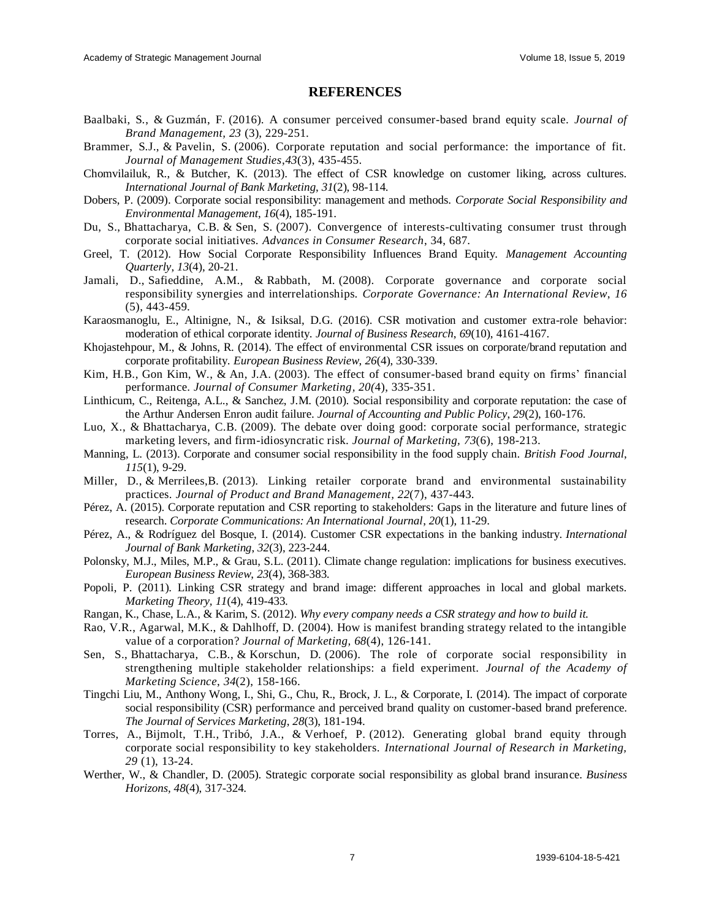## REFERENCES

Baalbaki, S., & Guzmán, F. (2016). A consumer perceived consumer-based brand equity scale. *Journal of Brand Management, 23* (3), 229-251.

Brammer, S.J., & Pavelin, S. (2006). Corporate reputation and social performance: the importance of fit. *Journal of Management Studies*,*43*(3), 435-455.

Chomvilailuk, R., & Butcher, K. (2013). The effect of CSR knowledge on customer liking, across cultures. *International Journal of Bank Marketing*, *31*(2), 98-114.

Dobers, P. (2009). Corporate social responsibility: management and methods. *Corporate Social Responsibility and Environmental Management*, *16*(4), 185-191.

Du, S., Bhattacharya, C.B. & Sen, S. (2007). Convergence of interests-cultivating consumer trust through corporate social initiatives. *Advances in Consumer Research*, 34, 687.

Greel, T. (2012). How Social Corporate Responsibility Influences Brand Equity. *Management Accounting Quarterly*, *13*(4), 20-21.

Jamali, D., Safieddine, A.M., & Rabbath, M. (2008). Corporate governance and corporate social responsibility synergies and interrelationships. *Corporate Governance: An International Review*, *16* (5), 443-459.

Karaosmanoglu, E., Altinigne, N., & Isiksal, D.G. (2016). CSR motivation and customer extra-role behavior: moderation of ethical corporate identity. *Journal of Business Research*, *69*(10), 4161-4167.

Khojastehpour, M., & Johns, R. (2014). The effect of environmental CSR issues on corporate/brand reputation and corporate profitability. *European Business Review*, *26*(4), 330-339.

Kim, H.B., Gon Kim, W., & An, J.A. (2003). The effect of consumer-based brand equity on firms' financial performance. *Journal of Consumer Marketing*, *20(*4), 335-351.

Linthicum, C., Reitenga, A.L., & Sanchez, J.M. (2010). Social responsibility and corporate reputation: the case of the Arthur Andersen Enron audit failure. *Journal of Accounting and Public Policy*, *29*(2), 160-176.

Luo, X., & Bhattacharya, C.B. (2009). The debate over doing good: corporate social performance, strategic marketing levers, and firm-idiosyncratic risk. *Journal of Marketing, 73*(6), 198-213.

Manning, L. (2013). Corporate and consumer social responsibility in the food supply chain. *British Food Journal*, *115*(1), 9-29.

Miller, D., & Merrilees,B. (2013). Linking retailer corporate brand and environmental sustainability practices. *Journal of Product and Brand Management, 22*(7), 437-443.

Pérez, A. (2015). Corporate reputation and CSR reporting to stakeholders: Gaps in the literature and future lines of research. *Corporate Communications: An International Journal*, *20*(1), 11-29.

Pérez, A., & Rodríguez del Bosque, I. (2014). Customer CSR expectations in the banking industry. *International Journal of Bank Marketing*, *32*(3), 223-244.

Polonsky, M.J., Miles, M.P., & Grau, S.L. (2011). Climate change regulation: implications for business executives. *European Business Review*, *23*(4), 368-383.

Popoli, P. (2011). Linking CSR strategy and brand image: different approaches in local and global markets. *Marketing Theory*, *11*(4), 419-433.

Rangan, K., Chase, L.A., & Karim, S. (2012). *Why every company needs a CSR strategy and how to build it.*

Rao, V.R., Agarwal, M.K., & Dahlhoff, D. (2004). How is manifest branding strategy related to the intangible value of a corporation? *Journal of Marketing, 68*(4), 126-141.

Sen, S., Bhattacharya, C.B., & Korschun, D. (2006). The role of corporate social responsibility in strengthening multiple stakeholder relationships: a field experiment. *Journal of the Academy of Marketing Science*, *34*(2), 158-166.

Tingchi Liu, M., Anthony Wong, I., Shi, G., Chu, R., Brock, J. L., & Corporate, I. (2014). The impact of corporate social responsibility (CSR) performance and perceived brand quality on customer-based brand preference. *The Journal of Services Marketing*, *28*(3), 181-194.

Torres, A., Bijmolt, T.H., Tribó, J.A., & Verhoef, P. (2012). Generating global brand equity through corporate social responsibility to key stakeholders. *International Journal of Research in Marketing, 29* (1), 13-24.

Werther, W., & Chandler, D. (2005). Strategic corporate social responsibility as global brand insurance. *Business Horizons*, *48*(4), 317-324.